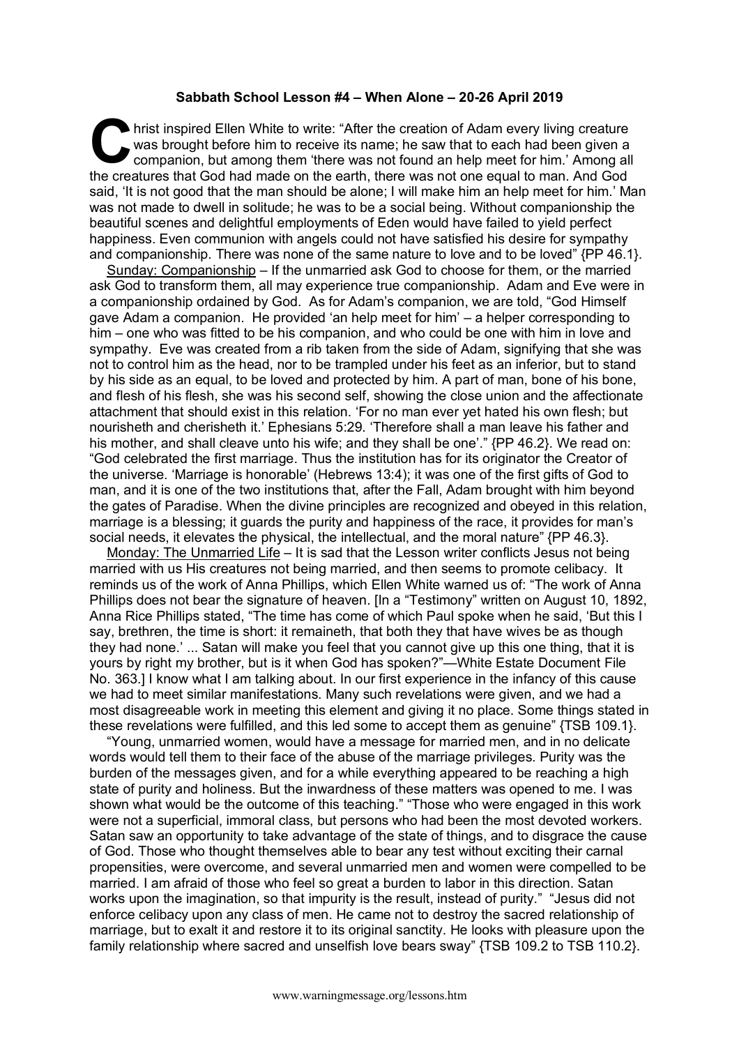**Sabbath School Lesson #4 – When Alone – 20-26 April 2019**

Christ inspired Ellen White to write: "After the creation of Adam every living creature was brought before him to receive its name; he saw that to each had been given a companion, but among them 'there was not found an help meet for him.' Among all the creatures that God had made on the earth, there was not one equal to man. And God said, 'It is not good that the man should be alone; I will make him an help meet for him.' Man was not made to dwell in solitude; he was to be a social being. Without companionship the beautiful scenes and delightful employments of Eden would have failed to yield perfect happiness. Even communion with angels could not have satisfied his desire for sympathy and companionship. There was none of the same nature to love and to be loved" {PP 46.1}.

Sunday: Companionship – If the unmarried ask God to choose for them, or the married ask God to transform them, all may experience true companionship. Adam and Eve were in a companionship ordained by God. As for Adam's companion, we are told, "God Himself gave Adam a companion. He provided 'an help meet for him' – a helper corresponding to him – one who was fitted to be his companion, and who could be one with him in love and sympathy. Eve was created from a rib taken from the side of Adam, signifying that she was not to control him as the head, nor to be trampled under his feet as an inferior, but to stand by his side as an equal, to be loved and protected by him. A part of man, bone of his bone, and flesh of his flesh, she was his second self, showing the close union and the affectionate attachment that should exist in this relation. 'For no man ever yet hated his own flesh; but nourisheth and cherisheth it.' Ephesians 5:29. 'Therefore shall a man leave his father and his mother, and shall cleave unto his wife; and they shall be one'." {PP 46.2}. We read on: "God celebrated the first marriage. Thus the institution has for its originator the Creator of the universe. 'Marriage is honorable' (Hebrews 13:4); it was one of the first gifts of God to man, and it is one of the two institutions that, after the Fall, Adam brought with him beyond the gates of Paradise. When the divine principles are recognized and obeyed in this relation, marriage is a blessing; it guards the purity and happiness of the race, it provides for man's social needs, it elevates the physical, the intellectual, and the moral nature" {PP 46.3}.

Monday: The Unmarried Life – It is sad that the Lesson writer conflicts Jesus not being married with us His creatures not being married, and then seems to promote celibacy. It reminds us of the work of Anna Phillips, which Ellen White warned us of: "The work of Anna Phillips does not bear the signature of heaven. [In a "Testimony" written on August 10, 1892, Anna Rice Phillips stated, "The time has come of which Paul spoke when he said, 'But this I say, brethren, the time is short: it remaineth, that both they that have wives be as though they had none.' ... Satan will make you feel that you cannot give up this one thing, that it is yours by right my brother, but is it when God has spoken?"—White Estate Document File No. 363.] I know what I am talking about. In our first experience in the infancy of this cause we had to meet similar manifestations. Many such revelations were given, and we had a most disagreeable work in meeting this element and giving it no place. Some things stated in these revelations were fulfilled, and this led some to accept them as genuine" {TSB 109.1}.

"Young, unmarried women, would have a message for married men, and in no delicate words would tell them to their face of the abuse of the marriage privileges. Purity was the burden of the messages given, and for a while everything appeared to be reaching a high state of purity and holiness. But the inwardness of these matters was opened to me. I was shown what would be the outcome of this teaching." "Those who were engaged in this work were not a superficial, immoral class, but persons who had been the most devoted workers. Satan saw an opportunity to take advantage of the state of things, and to disgrace the cause of God. Those who thought themselves able to bear any test without exciting their carnal propensities, were overcome, and several unmarried men and women were compelled to be married. I am afraid of those who feel so great a burden to labor in this direction. Satan works upon the imagination, so that impurity is the result, instead of purity." "Jesus did not enforce celibacy upon any class of men. He came not to destroy the sacred relationship of marriage, but to exalt it and restore it to its original sanctity. He looks with pleasure upon the family relationship where sacred and unselfish love bears sway" {TSB 109.2 to TSB 110.2}.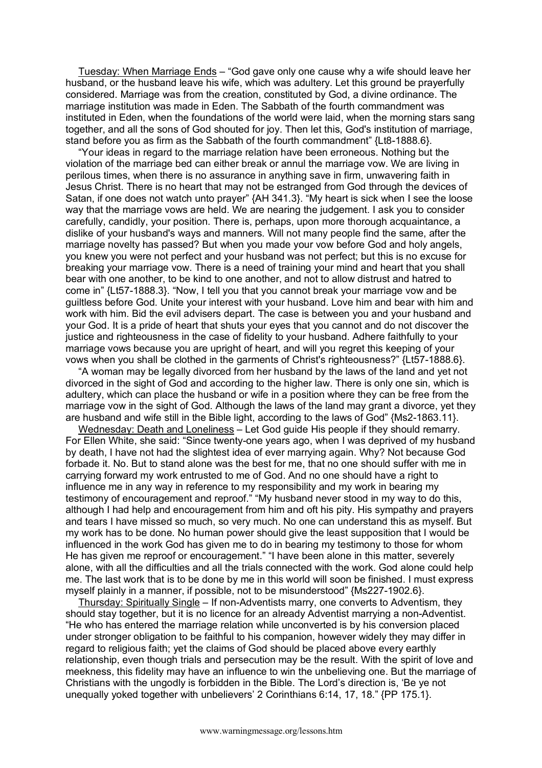<u>Tuesday: When Marriage Ends</u> – "God gave only one cause why a wife should leave her husband, or the husband leave his wife, which was adultery. Let this ground be prayerfully considered. Marriage was from the creation, constituted by God, a divine ordinance. The marriage institution was made in Eden. The Sabbath of the fourth commandment was instituted in Eden, when the foundations of the world were laid, when the morning stars sang together, and all the sons of God shouted for joy. Then let this, God's institution of marriage, stand before you as firm as the Sabbath of the fourth commandment" {Lt8-1888.6}.

"Your ideas in regard to the marriage relation have been erroneous. Nothing but the violation of the marriage bed can either break or annul the marriage vow. We are living in perilous times, when there is no assurance in anything save in firm, unwavering faith in Jesus Christ. There is no heart that may not be estranged from God through the devices of Satan, if one does not watch unto prayer" {AH 341.3}. "My heart is sick when I see the loose way that the marriage vows are held. We are nearing the judgement. I ask you to consider carefully, candidly, your position. There is, perhaps, upon more thorough acquaintance, a dislike of your husband's ways and manners. Will not many people find the same, after the marriage novelty has passed? But when you made your vow before God and holy angels, you knew you were not perfect and your husband was not perfect; but this is no excuse for breaking your marriage vow. There is a need of training your mind and heart that you shall bear with one another, to be kind to one another, and not to allow distrust and hatred to come in" {Lt57-1888.3}. "Now, I tell you that you cannot break your marriage vow and be guiltless before God. Unite your interest with your husband. Love him and bear with him and work with him. Bid the evil advisers depart. The case is between you and your husband and your God. It is a pride of heart that shuts your eyes that you cannot and do not discover the justice and righteousness in the case of fidelity to your husband. Adhere faithfully to your marriage vows because you are upright of heart, and will you regret this keeping of your vows when you shall be clothed in the garments of Christ's righteousness?" {Lt57-1888.6}.

"A woman may be legally divorced from her husband by the laws of the land and yet not divorced in the sight of God and according to the higher law. There is only one sin, which is adultery, which can place the husband or wife in a position where they can be free from the marriage vow in the sight of God. Although the laws of the land may grant a divorce, yet they are husband and wife still in the Bible light, according to the laws of God" {Ms2-1863.11}.

<u>Wednesday: Death and Loneliness</u> – Let God guide His people if they should remarry. For Ellen White, she said: "Since twenty-one years ago, when I was deprived of my husband by death, I have not had the slightest idea of ever marrying again. Why? Not because God forbade it. No. But to stand alone was the best for me, that no one should suffer with me in carrying forward my work entrusted to me of God. And no one should have a right to influence me in any way in reference to my responsibility and my work in bearing my testimony of encouragement and reproof." "My husband never stood in my way to do this, although I had help and encouragement from him and oft his pity. His sympathy and prayers and tears I have missed so much, so very much. No one can understand this as myself. But my work has to be done. No human power should give the least supposition that I would be influenced in the work God has given me to do in bearing my testimony to those for whom He has given me reproof or encouragement." "I have been alone in this matter, severely alone, with all the difficulties and all the trials connected with the work. God alone could help me. The last work that is to be done by me in this world will soon be finished. I must express myself plainly in a manner, if possible, not to be misunderstood" {Ms227-1902.6}.

<u>Thursday: Spiritually Single</u> – If non-Adventists marry, one converts to Adventism, they should stay together, but it is no licence for an already Adventist marrying a non-Adventist. "He who has entered the marriage relation while unconverted is by his conversion placed under stronger obligation to be faithful to his companion, however widely they may differ in regard to religious faith; yet the claims of God should be placed above every earthly relationship, even though trials and persecution may be the result. With the spirit of love and meekness, this fidelity may have an influence to win the unbelieving one. But the marriage of Christians with the ungodly is forbidden in the Bible. The Lord's direction is, 'Be ye not unequally yoked together with unbelievers' 2 Corinthians 6:14, 17, 18." {PP 175.1}.